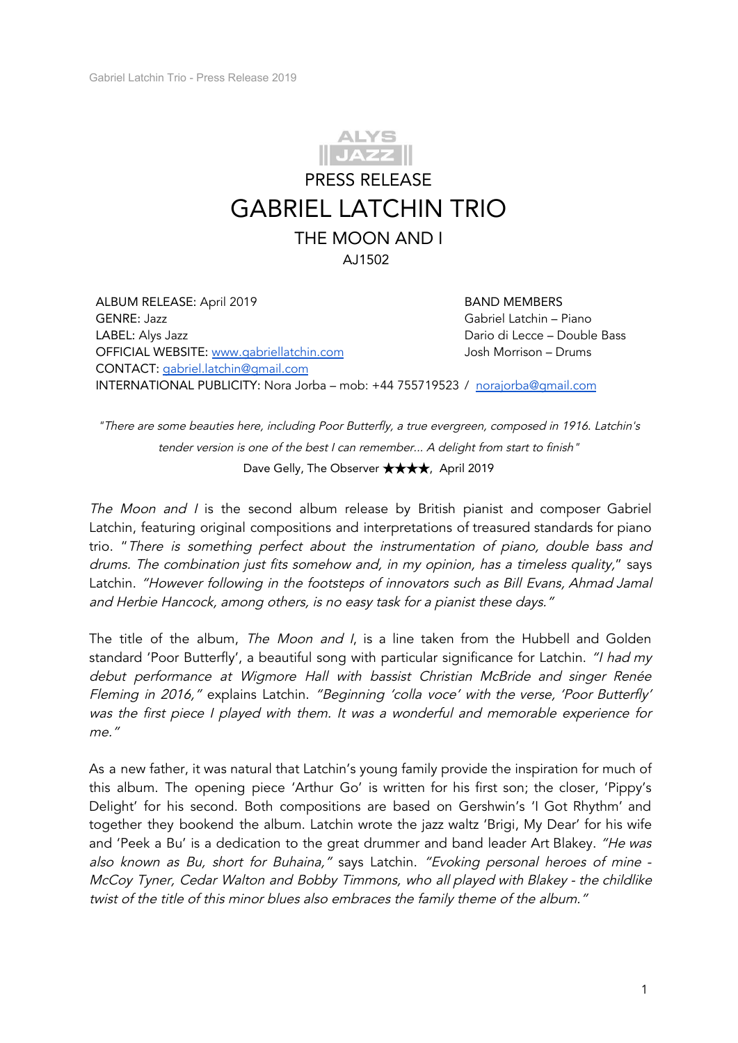PRESS RELEASE

# GABRIEL LATCHIN TRIO

## THE MOON AND I

AJ1502

ALBUM RELEASE: April 2019
GENRE: Jazz
LABEL: Alys Jazz
OFFICIAL WEBSITE: [www.gabriellatchin.com](www.gabriellatchin.com)
CONTACT: [gabriel.latchin@gmail.com](mailto:gabriel.latchin@gmail.com)

BAND MEMBERS
Gabriel Latchin – Piano
Dario di Lecce – Double Bass
Josh Morrison – Drums

INTERNATIONAL PUBLICITY: Nora Jorba – mob: +44 755719523 / [norajorba@gmail.com](mailto:norajorba@gmail.com)

*"There are some beauties here, including Poor Butterfly, a true evergreen, composed in 1916. Latchin's tender version is one of the best I can remember... A delight from start to finish"*
Dave Gelly, The Observer ★★★★, April 2019

*The Moon and I* is the second album release by British pianist and composer Gabriel Latchin, featuring original compositions and interpretations of treasured standards for piano trio. "*There is something perfect about the instrumentation of piano, double bass and drums. The combination just fits somehow and, in my opinion, has a timeless quality,*" says Latchin. *"However following in the footsteps of innovators such as Bill Evans, Ahmad Jamal and Herbie Hancock, among others, is no easy task for a pianist these days."*

The title of the album, *The Moon and I*, is a line taken from the Hubbell and Golden standard 'Poor Butterfly', a beautiful song with particular significance for Latchin. *"I had my debut performance at Wigmore Hall with bassist Christian McBride and singer Renée Fleming in 2016,"* explains Latchin. *"Beginning 'colla voce' with the verse, 'Poor Butterfly' was the first piece I played with them. It was a wonderful and memorable experience for me."*

As a new father, it was natural that Latchin's young family provide the inspiration for much of this album. The opening piece 'Arthur Go' is written for his first son; the closer, 'Pippy's Delight' for his second. Both compositions are based on Gershwin's 'I Got Rhythm' and together they bookend the album. Latchin wrote the jazz waltz 'Brigi, My Dear' for his wife and 'Peek a Bu' is a dedication to the great drummer and band leader Art Blakey. *"He was also known as Bu, short for Buhaina,"* says Latchin. *"Evoking personal heroes of mine - McCoy Tyner, Cedar Walton and Bobby Timmons, who all played with Blakey - the childlike twist of the title of this minor blues also embraces the family theme of the album."*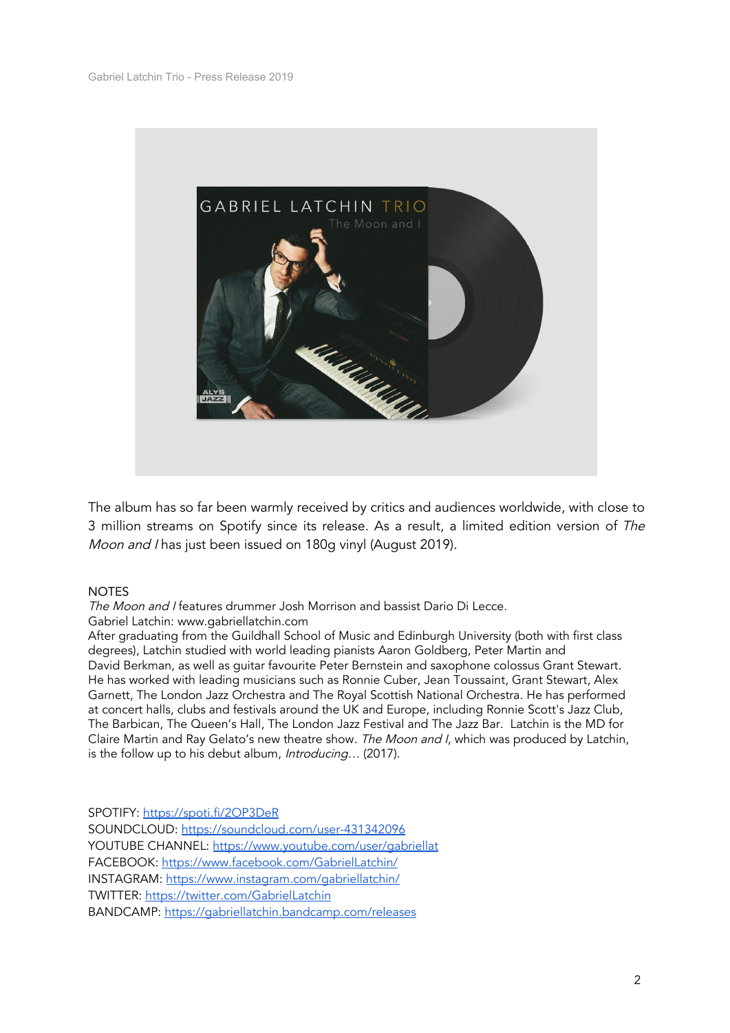The album has so far been warmly received by critics and audiences worldwide, with close to 3 million streams on Spotify since its release. As a result, a limited edition version of *The Moon and I* has just been issued on 180g vinyl (August 2019).

NOTES

*The Moon and I* features drummer Josh Morrison and bassist Dario Di Lecce.

Gabriel Latchin: www.gabriellatchin.com

After graduating from the Guildhall School of Music and Edinburgh University (both with first class degrees), Latchin studied with world leading pianists Aaron Goldberg, Peter Martin and David Berkman, as well as guitar favourite Peter Bernstein and saxophone colossus Grant Stewart. He has worked with leading musicians such as Ronnie Cuber, Jean Toussaint, Grant Stewart, Alex Garnett, The London Jazz Orchestra and The Royal Scottish National Orchestra. He has performed at concert halls, clubs and festivals around the UK and Europe, including Ronnie Scott's Jazz Club, The Barbican, The Queen's Hall, The London Jazz Festival and The Jazz Bar. Latchin is the MD for Claire Martin and Ray Gelato's new theatre show. *The Moon and I*, which was produced by Latchin, is the follow up to his debut album, *Introducing…* (2017).

SPOTIFY: https://spoti.fi/2OP3DeR
SOUNDCLOUD: https://soundcloud.com/user-431342096
YOUTUBE CHANNEL: https://www.youtube.com/user/gabriellat
FACEBOOK: https://www.facebook.com/GabrielLatchin/
INSTAGRAM: https://www.instagram.com/gabriellatchin/
TWITTER: https://twitter.com/GabrielLatchin
BANDCAMP: https://gabriellatchin.bandcamp.com/releases